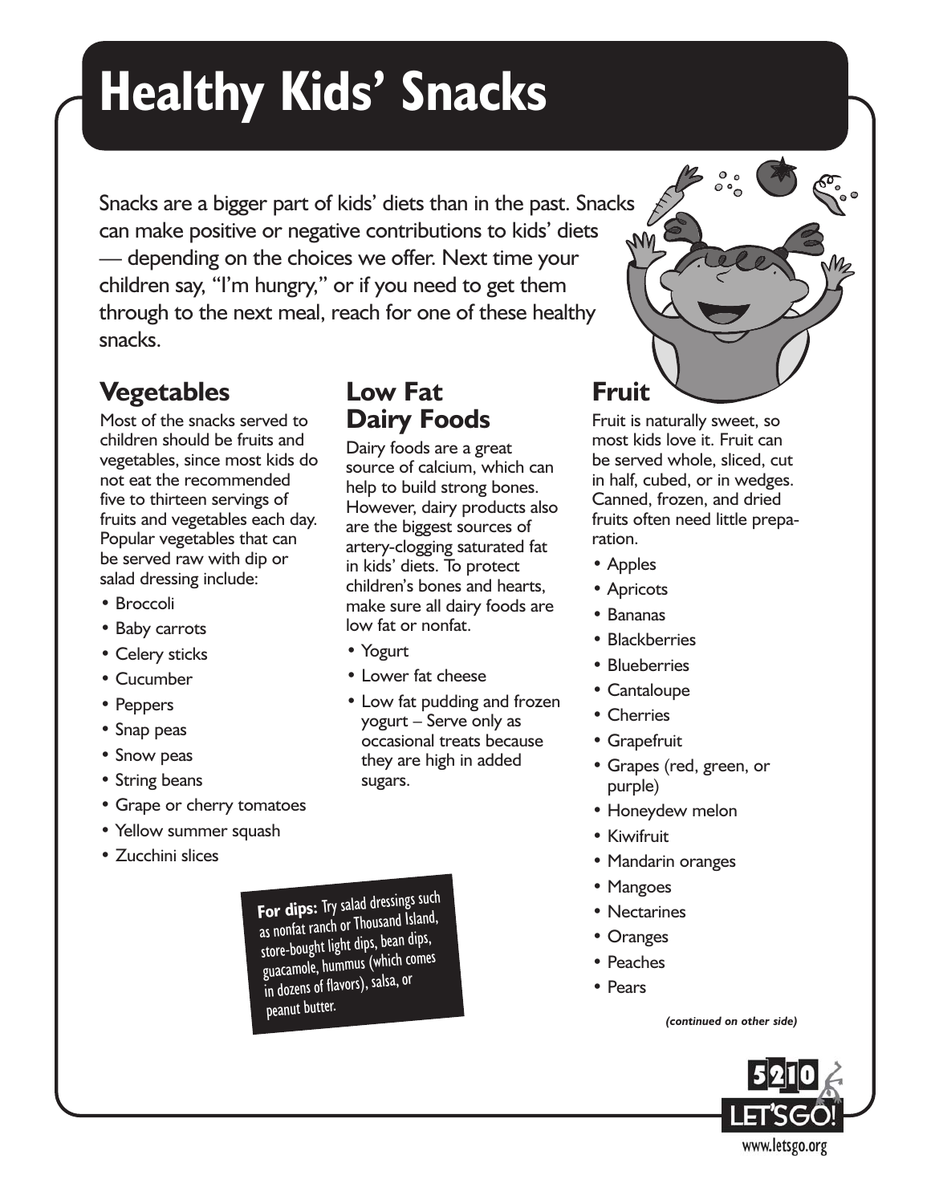# Healthy Kids' Snacks

Snacks are a bigger part of kids' diets than in the past. Snacks can make positive or negative contributions to kids' diets — depending on the choices we offer. Next time your children say, "I'm hungry," or if you need to get them through to the next meal, reach for one of these healthy snacks.

## Vegetables

Most of the snacks served to children should be fruits and vegetables, since most kids do not eat the recommended five to thirteen servings of fruits and vegetables each day. Popular vegetables that can be served raw with dip or salad dressing include:

- Broccoli
- Baby carrots
- Celery sticks
- Cucumber
- Peppers
- Snap peas
- Snow peas
- String beans
- Grape or cherry tomatoes
- Yellow summer squash
- Zucchini slices

## Low Fat Dairy Foods

Dairy foods are a great source of calcium, which can help to build strong bones. However, dairy products also are the biggest sources of artery-clogging saturated fat in kids' diets. To protect children's bones and hearts, make sure all dairy foods are low fat or nonfat.

- Yogurt
- Lower fat cheese
- Low fat pudding and frozen yogurt – Serve only as occasional treats because they are high in added sugars.

**For dips:** Try salad dressings such as nonfat ranch or Thousand Island, store-bought light dips, bean dips, guacamole, hummus (which comes in dozens of flavors), salsa, or peanut butter.

## Fruit

Fruit is naturally sweet, so most kids love it. Fruit can be served whole, sliced, cut in half, cubed, or in wedges. Canned, frozen, and dried fruits often need little preparation.

- Apples
- Apricots
- Bananas
- Blackberries
- Blueberries
- Cantaloupe
- Cherries
- Grapefruit
- Grapes (red, green, or purple)
- Honeydew melon
- Kiwifruit
- Mandarin oranges
- Mangoes
- Nectarines
- Oranges
- Peaches
- Pears

***(continued on other side)***

5210 LET'SGO!
www.letsgo.org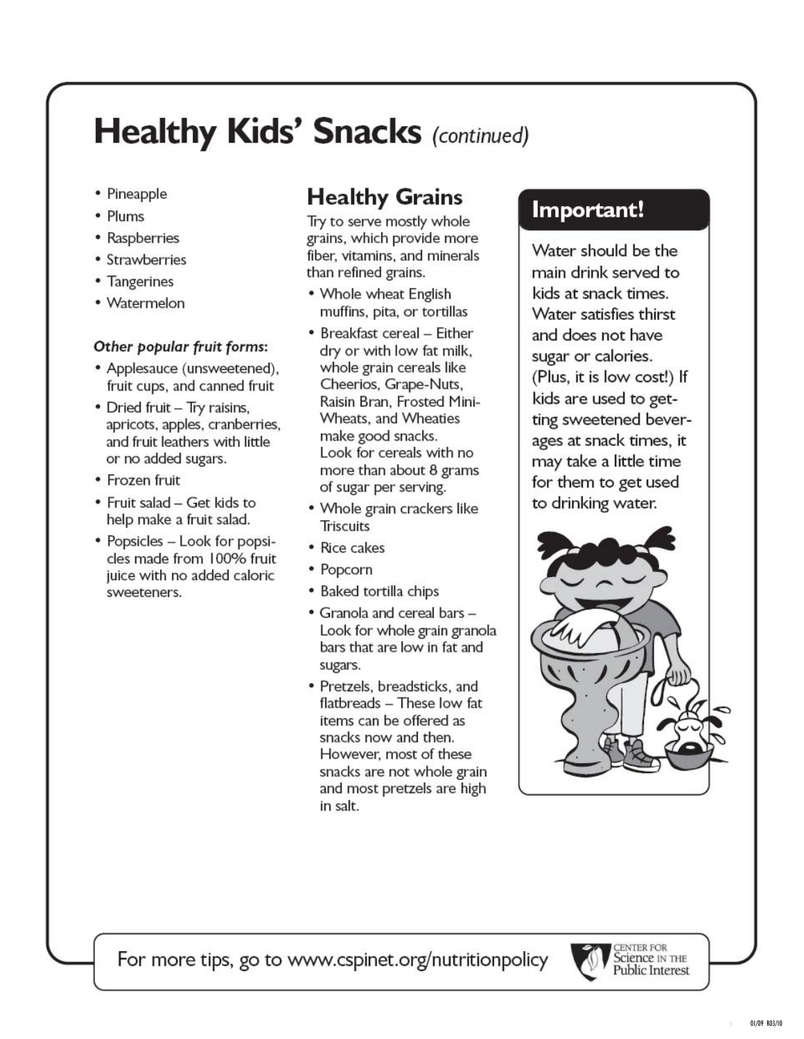# Healthy Kids' Snacks *(continued)*

- Pineapple
- Plums
- Raspberries
- Strawberries
- Tangerines
- Watermelon

***Other popular fruit forms:***

- Applesauce (unsweetened), fruit cups, and canned fruit
- Dried fruit – Try raisins, apricots, apples, cranberries, and fruit leathers with little or no added sugars.
- Frozen fruit
- Fruit salad – Get kids to help make a fruit salad.
- Popsicles – Look for popsicles made from 100% fruit juice with no added caloric sweeteners.

## Healthy Grains

Try to serve mostly whole grains, which provide more fiber, vitamins, and minerals than refined grains.

- Whole wheat English muffins, pita, or tortillas
- Breakfast cereal – Either dry or with low fat milk, whole grain cereals like Cheerios, Grape-Nuts, Raisin Bran, Frosted Mini-Wheats, and Wheaties make good snacks. Look for cereals with no more than about 8 grams of sugar per serving.
- Whole grain crackers like Triscuits
- Rice cakes
- Popcorn
- Baked tortilla chips
- Granola and cereal bars – Look for whole grain granola bars that are low in fat and sugars.
- Pretzels, breadsticks, and flatbreads – These low fat items can be offered as snacks now and then. However, most of these snacks are not whole grain and most pretzels are high in salt.

## Important!

Water should be the main drink served to kids at snack times. Water satisfies thirst and does not have sugar or calories. (Plus, it is low cost!) If kids are used to getting sweetened beverages at snack times, it may take a little time for them to get used to drinking water.

For more tips, go to www.cspinet.org/nutritionpolicy

Center for Science in the Public Interest

01/09 R03/10